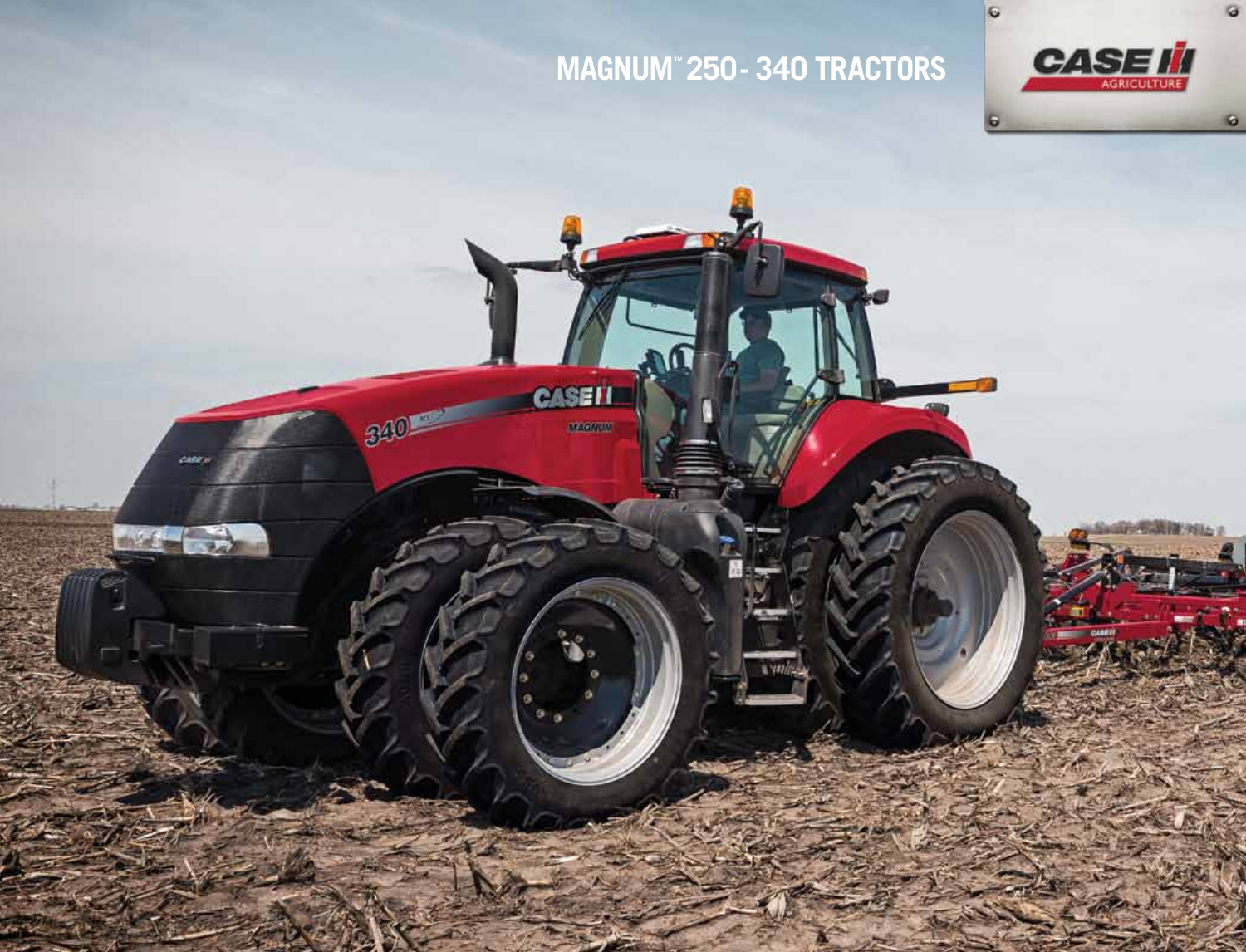# MAGNUM™ 250 - 340 TRACTORS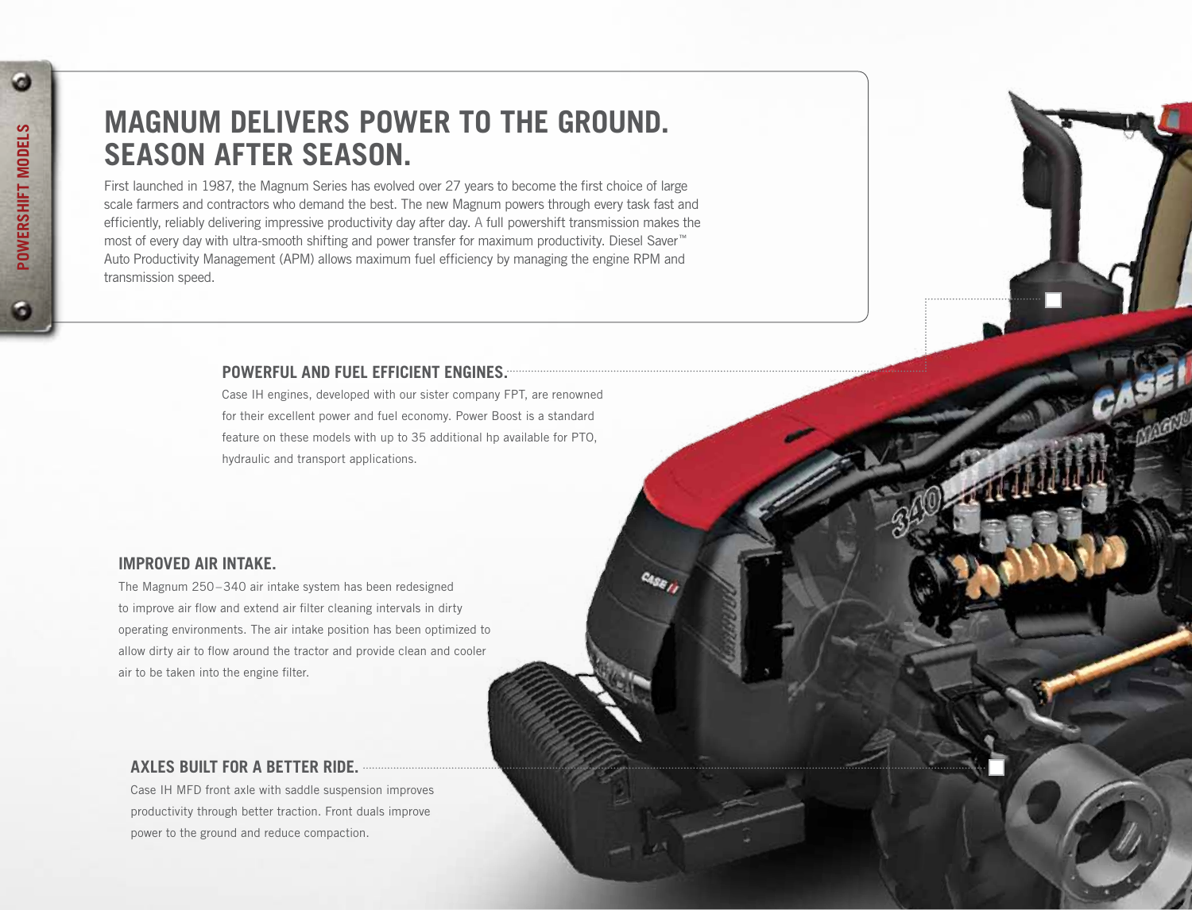# MAGNUM DELIVERS POWER TO THE GROUND. SEASON AFTER SEASON.

First launched in 1987, the Magnum Series has evolved over 27 years to become the first choice of large scale farmers and contractors who demand the best. The new Magnum powers through every task fast and efficiently, reliably delivering impressive productivity day after day. A full powershift transmission makes the most of every day with ultra-smooth shifting and power transfer for maximum productivity. Diesel Saver™ Auto Productivity Management (APM) allows maximum fuel efficiency by managing the engine RPM and transmission speed.

## POWERFUL AND FUEL EFFICIENT ENGINES.

Case IH engines, developed with our sister company FPT, are renowned for their excellent power and fuel economy. Power Boost is a standard feature on these models with up to 35 additional hp available for PTO, hydraulic and transport applications.

## IMPROVED AIR INTAKE.

The Magnum 250–340 air intake system has been redesigned to improve air flow and extend air filter cleaning intervals in dirty operating environments. The air intake position has been optimized to allow dirty air to flow around the tractor and provide clean and cooler air to be taken into the engine filter.

## AXLES BUILT FOR A BETTER RIDE.

Case IH MFD front axle with saddle suspension improves productivity through better traction. Front duals improve power to the ground and reduce compaction.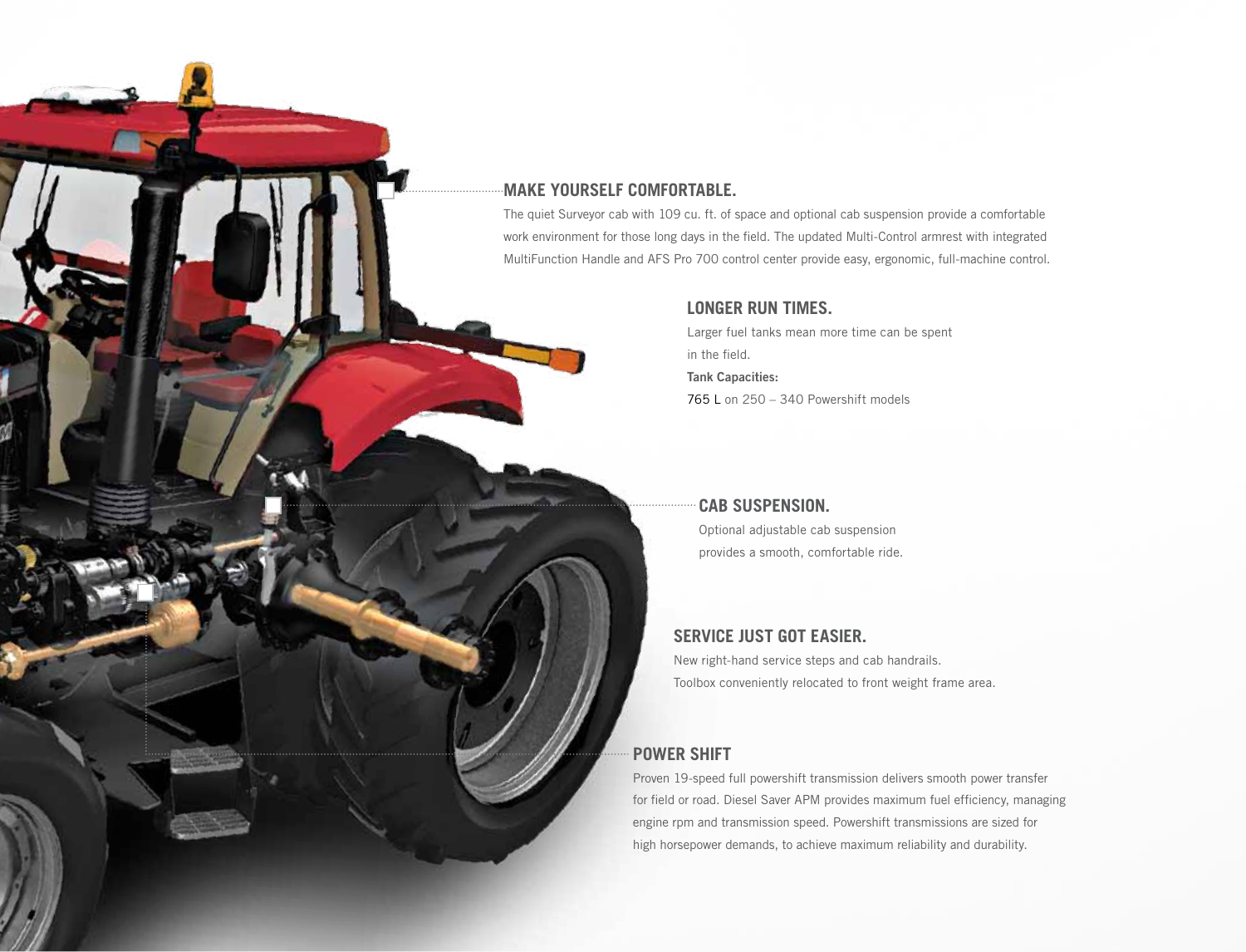## MAKE YOURSELF COMFORTABLE.

The quiet Surveyor cab with 109 cu. ft. of space and optional cab suspension provide a comfortable work environment for those long days in the field. The updated Multi-Control armrest with integrated MultiFunction Handle and AFS Pro 700 control center provide easy, ergonomic, full-machine control.

## LONGER RUN TIMES.

Larger fuel tanks mean more time can be spent in the field.

**Tank Capacities:**

765 L on 250 – 340 Powershift models

## CAB SUSPENSION.

Optional adjustable cab suspension provides a smooth, comfortable ride.

## SERVICE JUST GOT EASIER.

New right-hand service steps and cab handrails.
Toolbox conveniently relocated to front weight frame area.

## POWER SHIFT

Proven 19-speed full powershift transmission delivers smooth power transfer for field or road. Diesel Saver APM provides maximum fuel efficiency, managing engine rpm and transmission speed. Powershift transmissions are sized for high horsepower demands, to achieve maximum reliability and durability.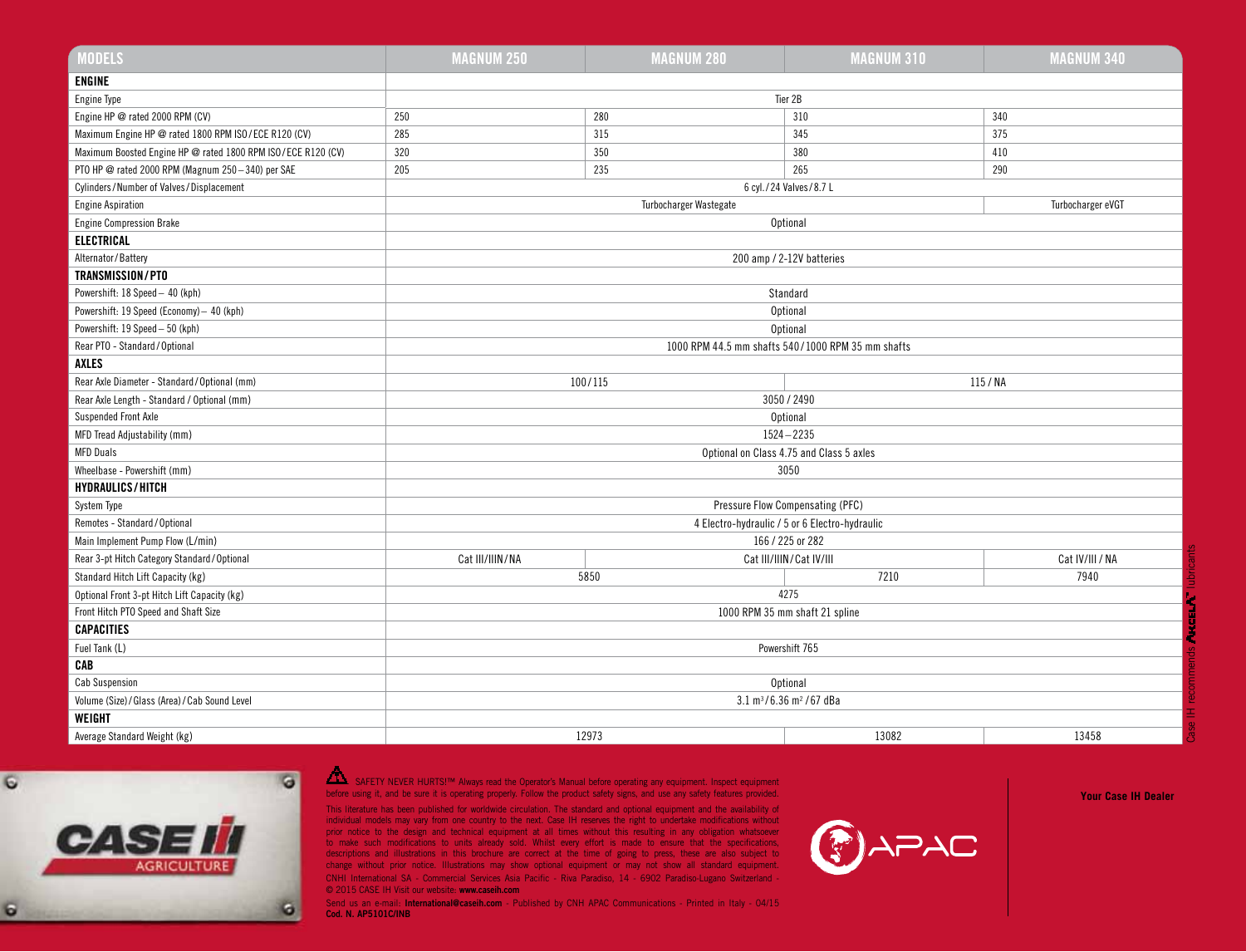| MODELS | MAGNUM 250 | MAGNUM 280 | MAGNUM 310 | MAGNUM 340 |
|---|---|---|---|---|
| **ENGINE** | | | | |
| Engine Type | Tier 2B | | | |
| Engine HP @ rated 2000 RPM (CV) | 250 | 280 | 310 | 340 |
| Maximum Engine HP @ rated 1800 RPM ISO/ECE R120 (CV) | 285 | 315 | 345 | 375 |
| Maximum Boosted Engine HP @ rated 1800 RPM ISO/ECE R120 (CV) | 320 | 350 | 380 | 410 |
| PTO HP @ rated 2000 RPM (Magnum 250 – 340) per SAE | 205 | 235 | 265 | 290 |
| Cylinders/Number of Valves/Displacement | 6 cyl./24 Valves/8.7 L | | | |
| Engine Aspiration | Turbocharger Wastegate | | | Turbocharger eVGT |
| Engine Compression Brake | Optional | | | |
| **ELECTRICAL** | | | | |
| Alternator/Battery | 200 amp / 2-12V batteries | | | |
| **TRANSMISSION/PTO** | | | | |
| Powershift: 18 Speed – 40 (kph) | Standard | | | |
| Powershift: 19 Speed (Economy) – 40 (kph) | Optional | | | |
| Powershift: 19 Speed – 50 (kph) | Optional | | | |
| Rear PTO - Standard/Optional | 1000 RPM 44.5 mm shafts 540/1000 RPM 35 mm shafts | | | |
| **AXLES** | | | | |
| Rear Axle Diameter - Standard/Optional (mm) | 100/115 | | 115 / NA | |
| Rear Axle Length - Standard / Optional (mm) | 3050 / 2490 | | | |
| Suspended Front Axle | Optional | | | |
| MFD Tread Adjustability (mm) | 1524 – 2235 | | | |
| MFD Duals | Optional on Class 4.75 and Class 5 axles | | | |
| Wheelbase - Powershift (mm) | 3050 | | | |
| **HYDRAULICS/HITCH** | | | | |
| System Type | Pressure Flow Compensating (PFC) | | | |
| Remotes - Standard/Optional | 4 Electro-hydraulic / 5 or 6 Electro-hydraulic | | | |
| Main Implement Pump Flow (L/min) | 166 / 225 or 282 | | | |
| Rear 3-pt Hitch Category Standard/Optional | Cat III/IIIN/NA | Cat III/IIIN/Cat IV/III | | Cat IV/III / NA |
| Standard Hitch Lift Capacity (kg) | 5850 | | 7210 | 7940 |
| Optional Front 3-pt Hitch Lift Capacity (kg) | 4275 | | | |
| Front Hitch PTO Speed and Shaft Size | 1000 RPM 35 mm shaft 21 spline | | | |
| **CAPACITIES** | | | | |
| Fuel Tank (L) | Powershift 765 | | | |
| **CAB** | | | | |
| Cab Suspension | Optional | | | |
| Volume (Size)/Glass (Area)/Cab Sound Level | 3.1 m³/6.36 m²/67 dBa | | | |
| **WEIGHT** | | | | |
| Average Standard Weight (kg) | 12973 | | 13082 | 13458 |

Case IH recommends AKCELA lubricants

SAFETY NEVER HURTS!™ Always read the Operator's Manual before operating any equipment. Inspect equipment before using it, and be sure it is operating properly. Follow the product safety signs, and use any safety features provided.

This literature has been published for worldwide circulation. The standard and optional equipment and the availability of individual models may vary from one country to the next. Case IH reserves the right to undertake modifications without prior notice to the design and technical equipment at all times without this resulting in any obligation whatsoever to make such modifications to units already sold. Whilst every effort is made to ensure that the specifications, descriptions and illustrations in this brochure are correct at the time of going to press, these are also subject to change without prior notice. Illustrations may show optional equipment or may not show all standard equipment. CNHI International SA - Commercial Services Asia Pacific - Riva Paradiso, 14 - 6902 Paradiso-Lugano Switzerland - © 2015 CASE IH Visit our website: **www.caseih.com**

Send us an e-mail: **International@caseih.com** - Published by CNH APAC Communications - Printed in Italy - 04/15
**Cod. N. AP5101C/INB**

**Your Case IH Dealer**